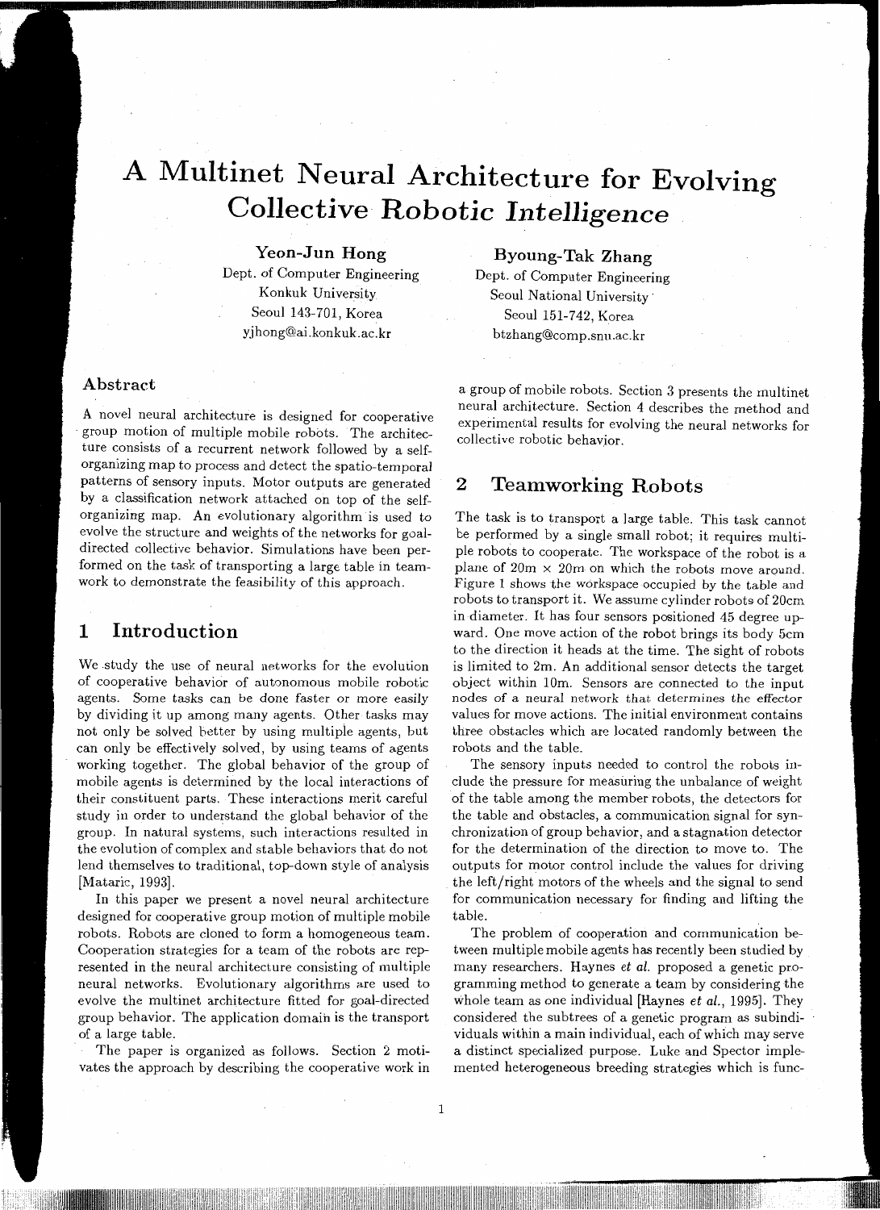# A Multinet Neural Architecture for Evolving Collective Robotic Intelligence

**Yeon-Jun Hong**
Dept. of Computer Engineering
Konkuk University
Seoul 143-701, Korea
yjhong@ai.konkuk.ac.kr

**Byoung-Tak Zhang**
Dept. of Computer Engineering
Seoul National University
Seoul 151-742, Korea
btzhang@comp.snu.ac.kr

## Abstract

A novel neural architecture is designed for cooperative group motion of multiple mobile robots. The architecture consists of a recurrent network followed by a self-organizing map to process and detect the spatio-temporal patterns of sensory inputs. Motor outputs are generated by a classification network attached on top of the self-organizing map. An evolutionary algorithm is used to evolve the structure and weights of the networks for goal-directed collective behavior. Simulations have been performed on the task of transporting a large table in teamwork to demonstrate the feasibility of this approach.

## 1 Introduction

We study the use of neural networks for the evolution of cooperative behavior of autonomous mobile robotic agents. Some tasks can be done faster or more easily by dividing it up among many agents. Other tasks may not only be solved better by using multiple agents, but can only be effectively solved, by using teams of agents working together. The global behavior of the group of mobile agents is determined by the local interactions of their constituent parts. These interactions merit careful study in order to understand the global behavior of the group. In natural systems, such interactions resulted in the evolution of complex and stable behaviors that do not lend themselves to traditional, top-down style of analysis [Mataric, 1993].

In this paper we present a novel neural architecture designed for cooperative group motion of multiple mobile robots. Robots are cloned to form a homogeneous team. Cooperation strategies for a team of the robots are represented in the neural architecture consisting of multiple neural networks. Evolutionary algorithms are used to evolve the multinet architecture fitted for goal-directed group behavior. The application domain is the transport of a large table.

The paper is organized as follows. Section 2 motivates the approach by describing the cooperative work in a group of mobile robots. Section 3 presents the multinet neural architecture. Section 4 describes the method and experimental results for evolving the neural networks for collective robotic behavior.

## 2 Teamworking Robots

The task is to transport a large table. This task cannot be performed by a single small robot; it requires multiple robots to cooperate. The workspace of the robot is a plane of 20m × 20m on which the robots move around. Figure 1 shows the workspace occupied by the table and robots to transport it. We assume cylinder robots of 20cm in diameter. It has four sensors positioned 45 degree upward. One move action of the robot brings its body 5cm to the direction it heads at the time. The sight of robots is limited to 2m. An additional sensor detects the target object within 10m. Sensors are connected to the input nodes of a neural network that determines the effector values for move actions. The initial environment contains three obstacles which are located randomly between the robots and the table.

The sensory inputs needed to control the robots include the pressure for measuring the unbalance of weight of the table among the member robots, the detectors for the table and obstacles, a communication signal for synchronization of group behavior, and a stagnation detector for the determination of the direction to move to. The outputs for motor control include the values for driving the left/right motors of the wheels and the signal to send for communication necessary for finding and lifting the table.

The problem of cooperation and communication between multiple mobile agents has recently been studied by many researchers. Haynes *et al.* proposed a genetic programming method to generate a team by considering the whole team as one individual [Haynes *et al.*, 1995]. They considered the subtrees of a genetic program as subindividuals within a main individual, each of which may serve a distinct specialized purpose. Luke and Spector implemented heterogeneous breeding strategies which is func-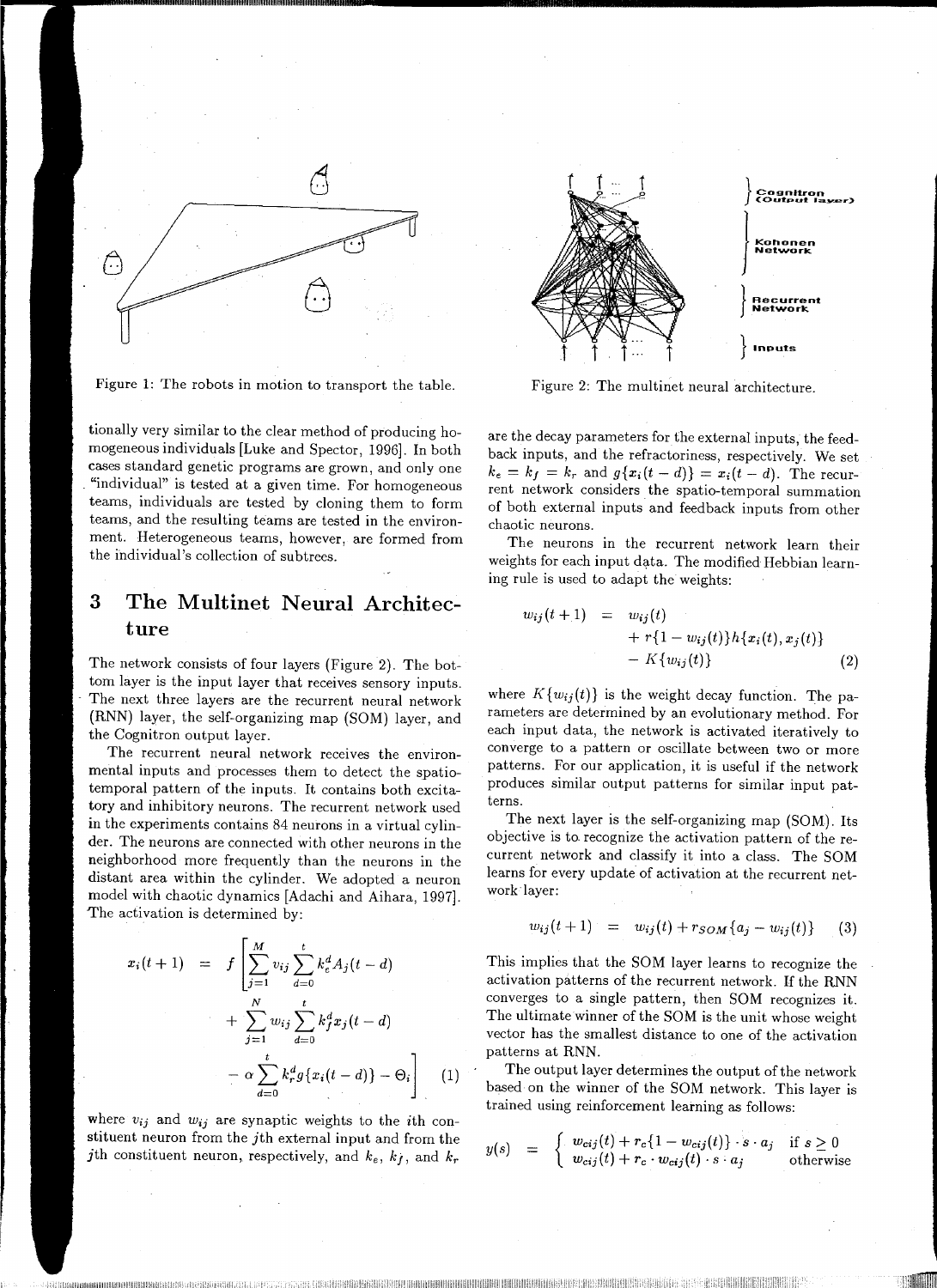Figure 1: The robots in motion to transport the table.

Figure 2: The multinet neural architecture.

tionally very similar to the clear method of producing homogeneous individuals [Luke and Spector, 1996]. In both cases standard genetic programs are grown, and only one "individual" is tested at a given time. For homogeneous teams, individuals are tested by cloning them to form teams, and the resulting teams are tested in the environment. Heterogeneous teams, however, are formed from the individual's collection of subtrees.

## 3 The Multinet Neural Architecture

The network consists of four layers (Figure 2). The bottom layer is the input layer that receives sensory inputs. The next three layers are the recurrent neural network (RNN) layer, the self-organizing map (SOM) layer, and the Cognitron output layer.

The recurrent neural network receives the environmental inputs and processes them to detect the spatio-temporal pattern of the inputs. It contains both excitatory and inhibitory neurons. The recurrent network used in the experiments contains 84 neurons in a virtual cylinder. The neurons are connected with other neurons in the neighborhood more frequently than the neurons in the distant area within the cylinder. We adopted a neuron model with chaotic dynamics [Adachi and Aihara, 1997]. The activation is determined by:

$$
\begin{aligned}
x_i(t+1) \;=\; f\Bigg[&\sum_{j=1}^{M} v_{ij} \sum_{d=0}^{t} k_e^d A_j(t-d) \\
&+ \sum_{j=1}^{N} w_{ij} \sum_{d=0}^{t} k_f^d x_j(t-d) \\
&- \alpha \sum_{d=0}^{t} k_r^d g\{x_i(t-d)\} - \Theta_i\Bigg] \qquad (1)
\end{aligned}
$$

where $v_{ij}$ and $w_{ij}$ are synaptic weights to the $i$th constituent neuron from the $j$th external input and from the $j$th constituent neuron, respectively, and $k_e$, $k_f$, and $k_r$ are the decay parameters for the external inputs, the feedback inputs, and the refractoriness, respectively. We set $k_e = k_f = k_r$ and $g\{x_i(t-d)\} = x_i(t-d)$. The recurrent network considers the spatio-temporal summation of both external inputs and feedback inputs from other chaotic neurons.

The neurons in the recurrent network learn their weights for each input data. The modified Hebbian learning rule is used to adapt the weights:

$$
\begin{aligned}
w_{ij}(t+1) \;=\; & w_{ij}(t) \\
& + r\{1 - w_{ij}(t)\} h\{x_i(t), x_j(t)\} \\
& - K\{w_{ij}(t)\} \qquad (2)
\end{aligned}
$$

where $K\{w_{ij}(t)\}$ is the weight decay function. The parameters are determined by an evolutionary method. For each input data, the network is activated iteratively to converge to a pattern or oscillate between two or more patterns. For our application, it is useful if the network produces similar output patterns for similar input patterns.

The next layer is the self-organizing map (SOM). Its objective is to recognize the activation pattern of the recurrent network and classify it into a class. The SOM learns for every update of activation at the recurrent network layer:

$$
w_{ij}(t+1) \;=\; w_{ij}(t) + r_{SOM}\{a_j - w_{ij}(t)\} \qquad (3)
$$

This implies that the SOM layer learns to recognize the activation patterns of the recurrent network. If the RNN converges to a single pattern, then SOM recognizes it. The ultimate winner of the SOM is the unit whose weight vector has the smallest distance to one of the activation patterns at RNN.

The output layer determines the output of the network based on the winner of the SOM network. This layer is trained using reinforcement learning as follows:

$$
y(s) \;=\; \begin{cases} w_{cij}(t) + r_c\{1 - w_{cij}(t)\} \cdot s \cdot a_j & \text{if } s \geq 0 \\ w_{cij}(t) + r_c \cdot w_{cij}(t) \cdot s \cdot a_j & \text{otherwise} \end{cases}
$$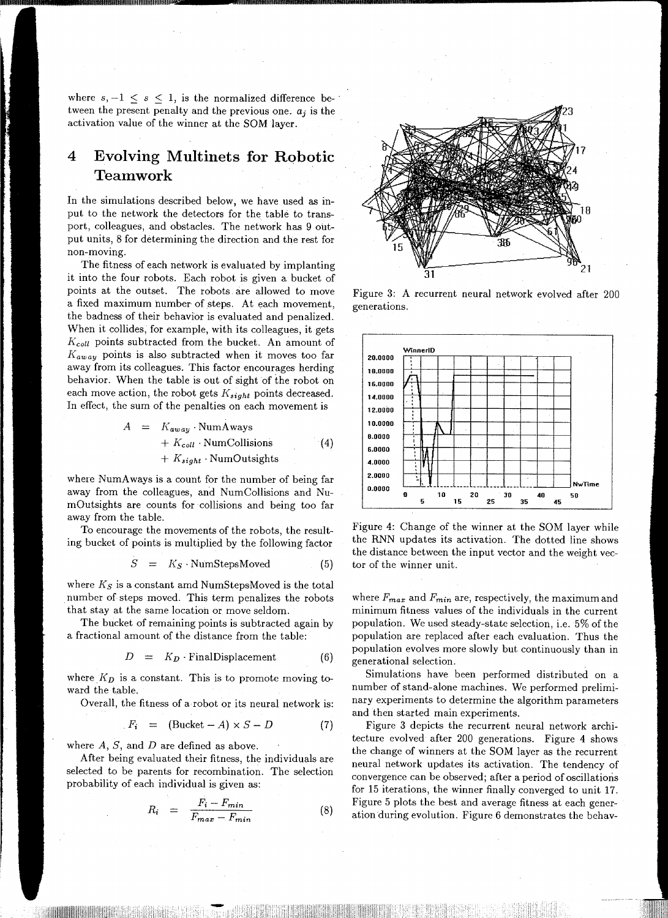where $s, -1 \leq s \leq 1$, is the normalized difference between the present penalty and the previous one. $a_j$ is the activation value of the winner at the SOM layer.

## 4 Evolving Multinets for Robotic Teamwork

In the simulations described below, we have used as input to the network the detectors for the table to transport, colleagues, and obstacles. The network has 9 output units, 8 for determining the direction and the rest for non-moving.

The fitness of each network is evaluated by implanting it into the four robots. Each robot is given a bucket of points at the outset. The robots are allowed to move a fixed maximum number of steps. At each movement, the badness of their behavior is evaluated and penalized. When it collides, for example, with its colleagues, it gets $K_{coll}$ points subtracted from the bucket. An amount of $K_{away}$ points is also subtracted when it moves too far away from its colleagues. This factor encourages herding behavior. When the table is out of sight of the robot on each move action, the robot gets $K_{sight}$ points decreased. In effect, the sum of the penalties on each movement is

$$A = K_{away} \cdot \text{NumAways} + K_{coll} \cdot \text{NumCollisions} + K_{sight} \cdot \text{NumOutsights} \quad (4)$$

where NumAways is a count for the number of being far away from the colleagues, and NumCollisions and NumOutsights are counts for collisions and being too far away from the table.

To encourage the movements of the robots, the resulting bucket of points is multiplied by the following factor

$$S = K_S \cdot \text{NumStepsMoved} \quad (5)$$

where $K_S$ is a constant amd NumStepsMoved is the total number of steps moved. This term penalizes the robots that stay at the same location or move seldom.

The bucket of remaining points is subtracted again by a fractional amount of the distance from the table:

$$D = K_D \cdot \text{FinalDisplacement} \quad (6)$$

where $K_D$ is a constant. This is to promote moving toward the table.

Overall, the fitness of a robot or its neural network is:

$$F_i = (\text{Bucket} - A) \times S - D \quad (7)$$

where $A$, $S$, and $D$ are defined as above.

After being evaluated their fitness, the individuals are selected to be parents for recombination. The selection probability of each individual is given as:

$$R_i = \frac{F_i - F_{min}}{F_{max} - F_{min}} \quad (8)$$

where $F_{max}$ and $F_{min}$ are, respectively, the maximum and minimum fitness values of the individuals in the current population. We used steady-state selection, i.e. 5% of the population are replaced after each evaluation. Thus the population evolves more slowly but continuously than in generational selection.

Simulations have been performed distributed on a number of stand-alone machines. We performed preliminary experiments to determine the algorithm parameters and then started main experiments.

Figure 3 depicts the recurrent neural network architecture evolved after 200 generations. Figure 4 shows the change of winners at the SOM layer as the recurrent neural network updates its activation. The tendency of convergence can be observed; after a period of oscillations for 15 iterations, the winner finally converged to unit 17. Figure 5 plots the best and average fitness at each generation during evolution. Figure 6 demonstrates the behav-

Figure 3: A recurrent neural network evolved after 200 generations.

Figure 4: Change of the winner at the SOM layer while the RNN updates its activation. The dotted line shows the distance between the input vector and the weight vector of the winner unit.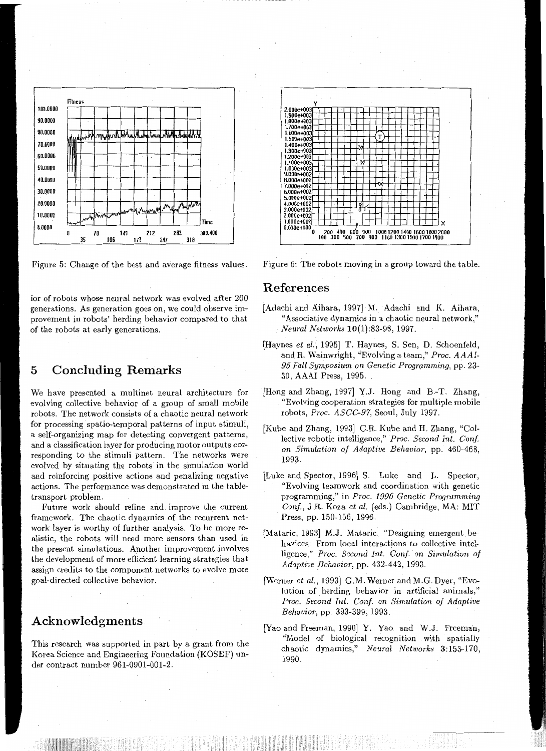Fitness

100.0000
90.0000
80.0000
70.0000
60.0000
50.0000
40.0000
30.0000
20.0000
10.0000
0.0000

0 35 70 106 141 177 212 247 283 318 389.400

Time

Figure 5: Change of the best and average fitness values.

Y

2.000e+003
1.900e+003
1.800e+003
1.700e+003
1.600e+003
1.500e+003
1.400e+003
1.300e+003
1.200e+003
1.100e+003
1.000e+003
9.000e+002
8.000e+002
7.000e+002
6.000e+002
5.000e+002
4.000e+002
3.000e+002
2.000e+002
1.000e+002
0.000e+000

0 100 200 300 400 500 600 700 800 900 1000 1100 1200 1300 1400 1500 1600 1700 1800 1900 2000

X

T

Figure 6: The robots moving in a group toward the table.

ior of robots whose neural network was evolved after 200 generations. As generation goes on, we could observe improvement in robots' herding behavior compared to that of the robots at early generations.

## 5 Concluding Remarks

We have presented a multinet neural architecture for evolving collective behavior of a group of small mobile robots. The network consists of a chaotic neural network for processing spatio-temporal patterns of input stimuli, a self-organizing map for detecting convergent patterns, and a classification layer for producing motor outputs corresponding to the stimuli pattern. The networks were evolved by situating the robots in the simulation world and reinforcing positive actions and penalizing negative actions. The performance was demonstrated in the table-transport problem.

Future work should refine and improve the current framework. The chaotic dynamics of the recurrent network layer is worthy of further analysis. To be more realistic, the robots will need more sensors than used in the present simulations. Another improvement involves the development of more efficient learning strategies that assign credits to the component networks to evolve more goal-directed collective behavior.

## Acknowledgments

This research was supported in part by a grant from the Korea Science and Engineering Foundation (KOSEF) under contract number 961-0901-001-2.

## References

[Adachi and Aihara, 1997] M. Adachi and K. Aihara, "Associative dynamics in a chaotic neural network," *Neural Networks* **10**(1):83-98, 1997.

[Haynes *et al.*, 1995] T. Haynes, S. Sen, D. Schoenfeld, and R. Wainwright, "Evolving a team," *Proc. AAAI-95 Fall Symposium on Genetic Programming*, pp. 23-30, AAAI Press, 1995.

[Hong and Zhang, 1997] Y.J. Hong and B.-T. Zhang, "Evolving cooperation strategies for multiple mobile robots, *Proc. ASCC-97*, Seoul, July 1997.

[Kube and Zhang, 1993] C.R. Kube and H. Zhang, "Collective robotic intelligence," *Proc. Second Int. Conf. on Simulation of Adaptive Behavior*, pp. 460-468, 1993.

[Luke and Spector, 1996] S. Luke and L. Spector, "Evolving teamwork and coordination with genetic programming," in *Proc. 1996 Genetic Programming Conf.*, J.R. Koza *et al.* (eds.) Cambridge, MA: MIT Press, pp. 150-156, 1996.

[Mataric, 1993] M.J. Mataric, "Designing emergent behaviors: From local interactions to collective intelligence," *Proc. Second Int. Conf. on Simulation of Adaptive Behavior*, pp. 432-442, 1993.

[Werner *et al.*, 1993] G.M. Werner and M.G. Dyer, "Evolution of herding behavior in artificial animals," *Proc. Second Int. Conf. on Simulation of Adaptive Behavior*, pp. 393-399, 1993.

[Yao and Freeman, 1990] Y. Yao and W.J. Freeman, "Model of biological recognition with spatially chaotic dynamics," *Neural Networks* 3:153-170, 1990.